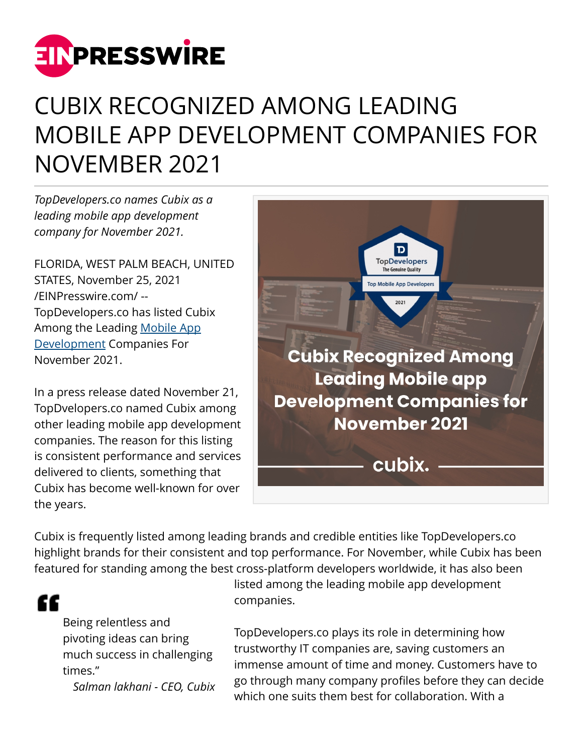# CUBIX RECOGNIZED AMONG LEADING MOBILE APP DEVELOPMENT COMPANIES FOR NOVEMBER 2021

*TopDevelopers.co names Cubix as a leading mobile app development company for November 2021.*

FLORIDA, WEST PALM BEACH, UNITED STATES, November 25, 2021 /EINPresswire.com/ -- TopDevelopers.co has listed Cubix Among the Leading Mobile App Development Companies For November 2021.

In a press release dated November 21, TopDvelopers.co named Cubix among other leading mobile app development companies. The reason for this listing is consistent performance and services delivered to clients, something that Cubix has become well-known for over the years.

Cubix is frequently listed among leading brands and credible entities like TopDevelopers.co highlight brands for their consistent and top performance. For November, while Cubix has been featured for standing among the best cross-platform developers worldwide, it has also been listed among the leading mobile app development companies.

> Being relentless and pivoting ideas can bring much success in challenging times."
>
> *Salman lakhani - CEO, Cubix*

TopDevelopers.co plays its role in determining how trustworthy IT companies are, saving customers an immense amount of time and money. Customers have to go through many company profiles before they can decide which one suits them best for collaboration. With a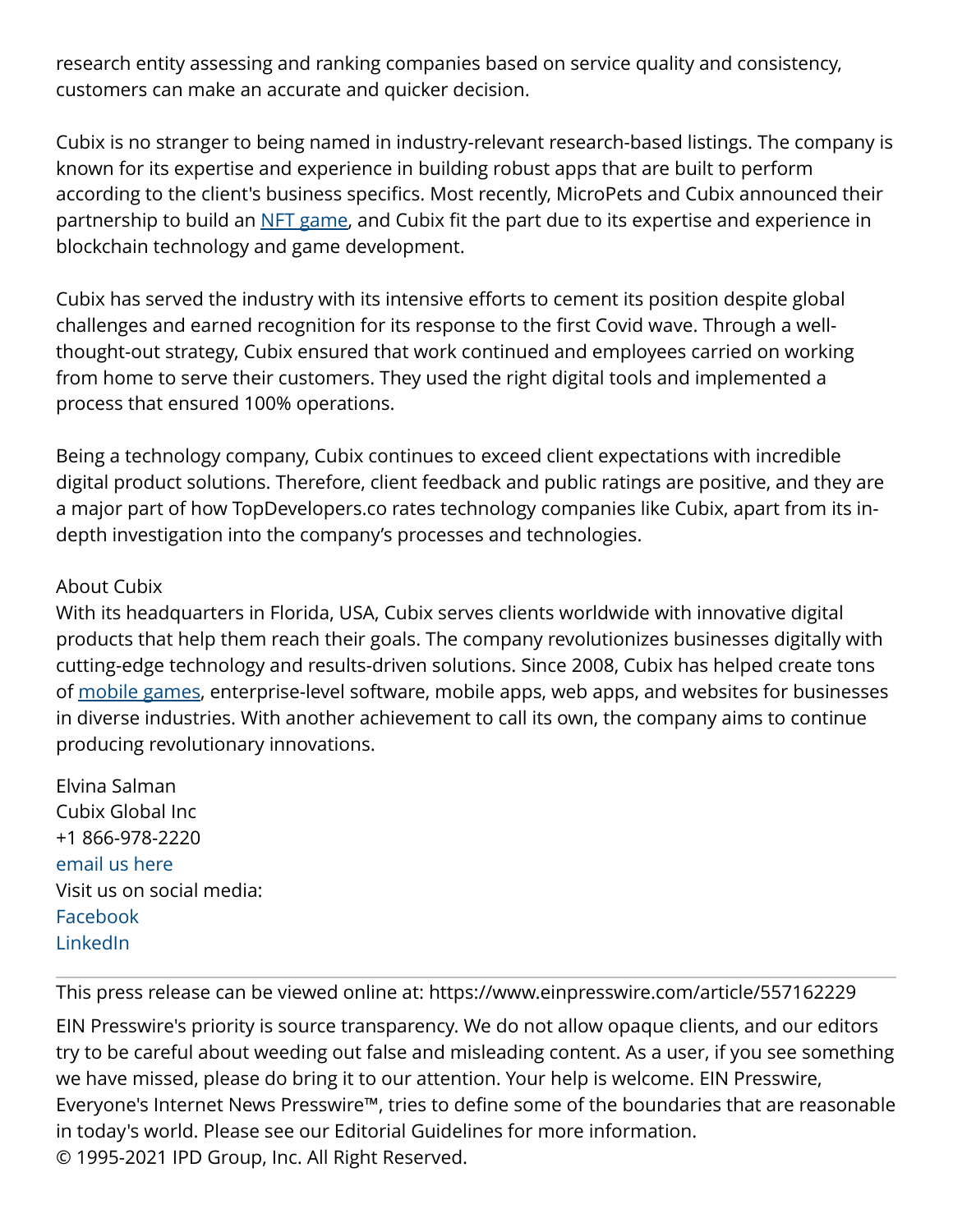research entity assessing and ranking companies based on service quality and consistency, customers can make an accurate and quicker decision.

Cubix is no stranger to being named in industry-relevant research-based listings. The company is known for its expertise and experience in building robust apps that are built to perform according to the client's business specifics. Most recently, MicroPets and Cubix announced their partnership to build an NFT game, and Cubix fit the part due to its expertise and experience in blockchain technology and game development.

Cubix has served the industry with its intensive efforts to cement its position despite global challenges and earned recognition for its response to the first Covid wave. Through a well-thought-out strategy, Cubix ensured that work continued and employees carried on working from home to serve their customers. They used the right digital tools and implemented a process that ensured 100% operations.

Being a technology company, Cubix continues to exceed client expectations with incredible digital product solutions. Therefore, client feedback and public ratings are positive, and they are a major part of how TopDevelopers.co rates technology companies like Cubix, apart from its in-depth investigation into the company's processes and technologies.

About Cubix
With its headquarters in Florida, USA, Cubix serves clients worldwide with innovative digital products that help them reach their goals. The company revolutionizes businesses digitally with cutting-edge technology and results-driven solutions. Since 2008, Cubix has helped create tons of mobile games, enterprise-level software, mobile apps, web apps, and websites for businesses in diverse industries. With another achievement to call its own, the company aims to continue producing revolutionary innovations.

Elvina Salman
Cubix Global Inc
+1 866-978-2220
email us here
Visit us on social media:
Facebook
LinkedIn

---

This press release can be viewed online at: https://www.einpresswire.com/article/557162229

EIN Presswire's priority is source transparency. We do not allow opaque clients, and our editors try to be careful about weeding out false and misleading content. As a user, if you see something we have missed, please do bring it to our attention. Your help is welcome. EIN Presswire, Everyone's Internet News Presswire™, tries to define some of the boundaries that are reasonable in today's world. Please see our Editorial Guidelines for more information.
© 1995-2021 IPD Group, Inc. All Right Reserved.